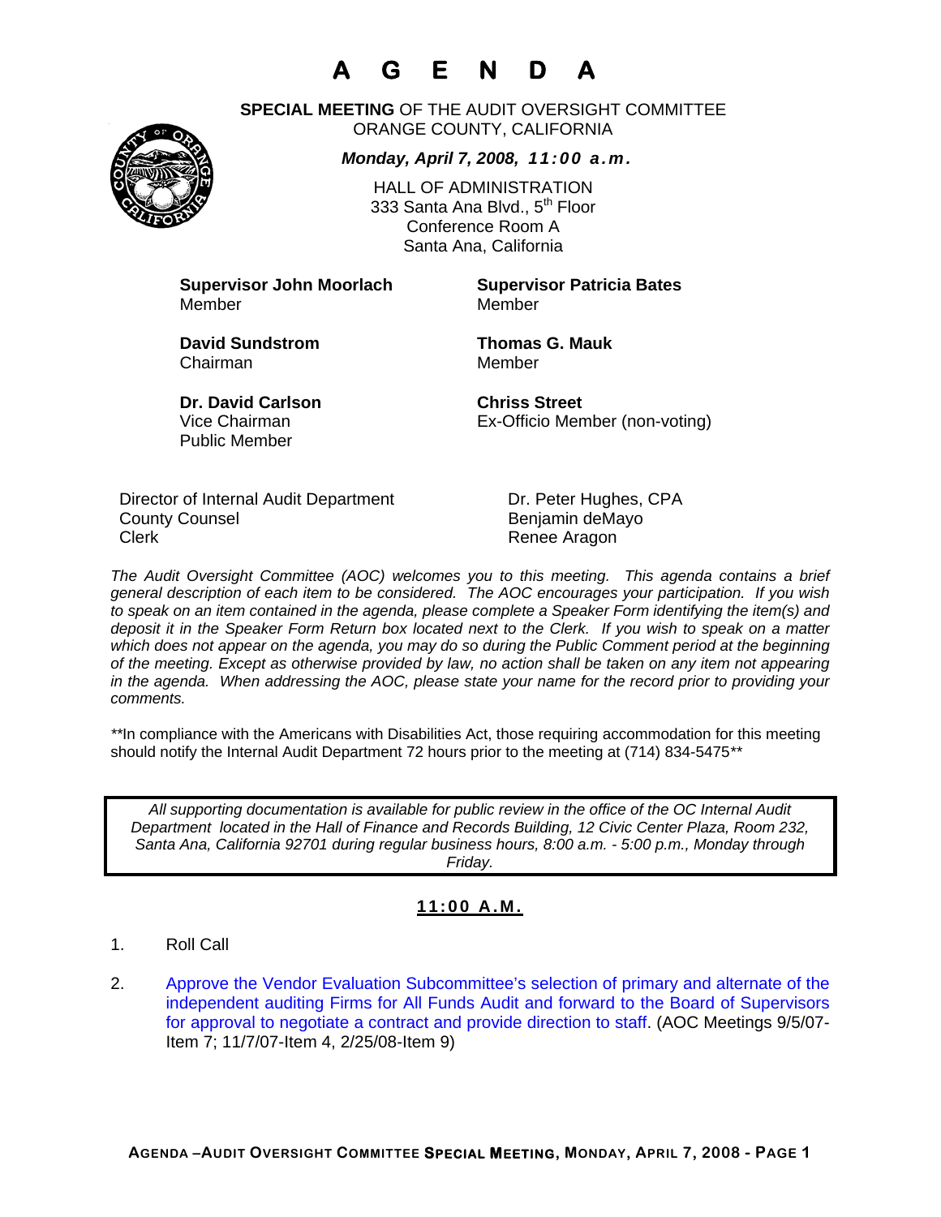# A G E N D A

**SPECIAL MEETING** OF THE AUDIT OVERSIGHT COMMITTEE
ORANGE COUNTY, CALIFORNIA

***Monday, April 7, 2008, 11:00 a.m.***

HALL OF ADMINISTRATION
333 Santa Ana Blvd., 5th Floor
Conference Room A
Santa Ana, California

**Supervisor John Moorlach**
Member

**Supervisor Patricia Bates**
Member

**David Sundstrom**
Chairman

**Thomas G. Mauk**
Member

**Dr. David Carlson**
Vice Chairman
Public Member

**Chriss Street**
Ex-Officio Member (non-voting)

| | |
|---|---|
| Director of Internal Audit Department | Dr. Peter Hughes, CPA |
| County Counsel | Benjamin deMayo |
| Clerk | Renee Aragon |

*The Audit Oversight Committee (AOC) welcomes you to this meeting. This agenda contains a brief general description of each item to be considered. The AOC encourages your participation. If you wish to speak on an item contained in the agenda, please complete a Speaker Form identifying the item(s) and deposit it in the Speaker Form Return box located next to the Clerk. If you wish to speak on a matter which does not appear on the agenda, you may do so during the Public Comment period at the beginning of the meeting. Except as otherwise provided by law, no action shall be taken on any item not appearing in the agenda. When addressing the AOC, please state your name for the record prior to providing your comments.*

**In compliance with the Americans with Disabilities Act, those requiring accommodation for this meeting should notify the Internal Audit Department 72 hours prior to the meeting at (714) 834-5475**

*All supporting documentation is available for public review in the office of the OC Internal Audit Department located in the Hall of Finance and Records Building, 12 Civic Center Plaza, Room 232, Santa Ana, California 92701 during regular business hours, 8:00 a.m. - 5:00 p.m., Monday through Friday.*

## 11:00 A.M.

1. Roll Call

2. Approve the Vendor Evaluation Subcommittee's selection of primary and alternate of the independent auditing Firms for All Funds Audit and forward to the Board of Supervisors for approval to negotiate a contract and provide direction to staff. (AOC Meetings 9/5/07-Item 7; 11/7/07-Item 4, 2/25/08-Item 9)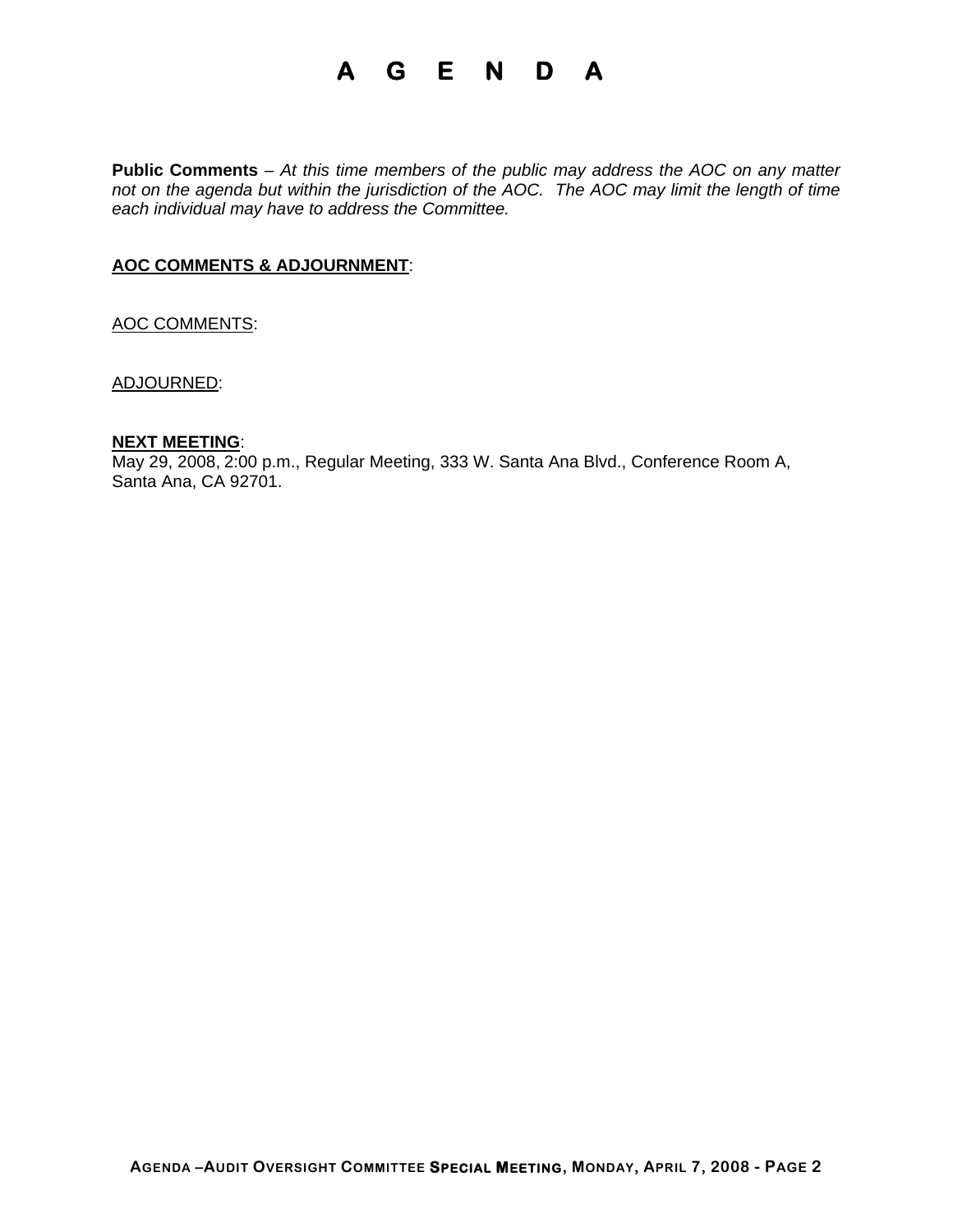# A G E N D A

**Public Comments** – *At this time members of the public may address the AOC on any matter not on the agenda but within the jurisdiction of the AOC. The AOC may limit the length of time each individual may have to address the Committee.*

**AOC COMMENTS & ADJOURNMENT**:

AOC COMMENTS:

ADJOURNED:

**NEXT MEETING**:
May 29, 2008, 2:00 p.m., Regular Meeting, 333 W. Santa Ana Blvd., Conference Room A, Santa Ana, CA 92701.